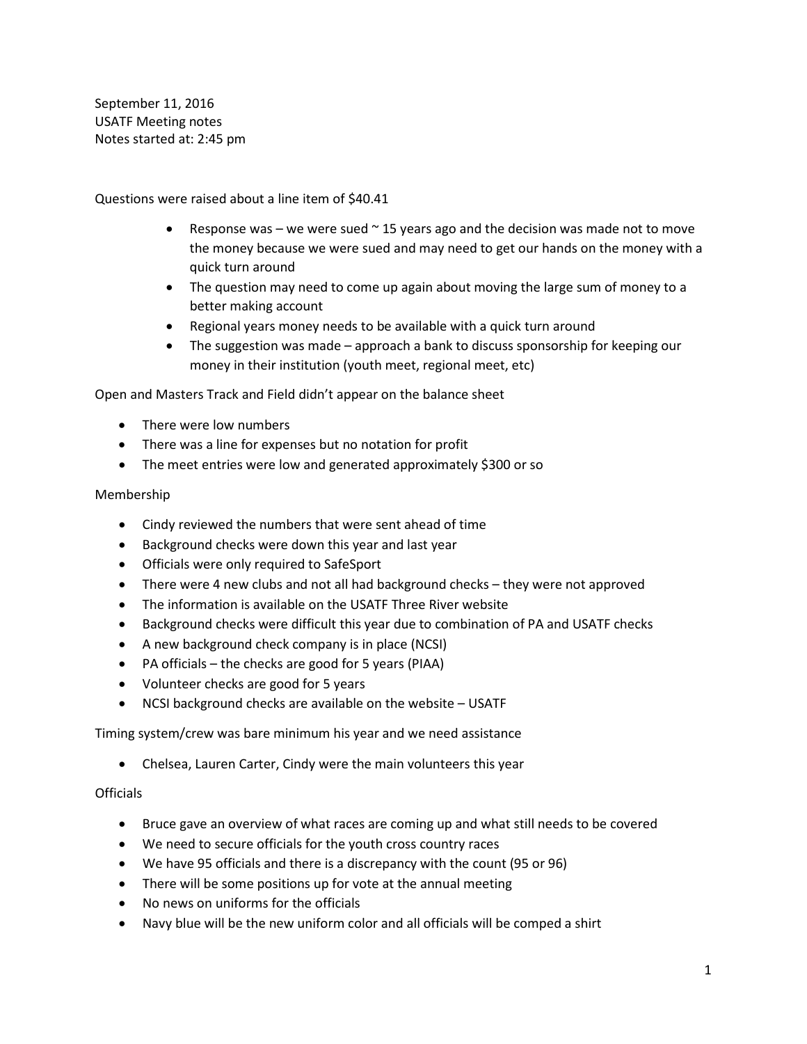September 11, 2016
USATF Meeting notes
Notes started at: 2:45 pm

Questions were raised about a line item of $40.41

- Response was – we were sued ~ 15 years ago and the decision was made not to move the money because we were sued and may need to get our hands on the money with a quick turn around
- The question may need to come up again about moving the large sum of money to a better making account
- Regional years money needs to be available with a quick turn around
- The suggestion was made – approach a bank to discuss sponsorship for keeping our money in their institution (youth meet, regional meet, etc)

Open and Masters Track and Field didn't appear on the balance sheet

- There were low numbers
- There was a line for expenses but no notation for profit
- The meet entries were low and generated approximately $300 or so

Membership

- Cindy reviewed the numbers that were sent ahead of time
- Background checks were down this year and last year
- Officials were only required to SafeSport
- There were 4 new clubs and not all had background checks – they were not approved
- The information is available on the USATF Three River website
- Background checks were difficult this year due to combination of PA and USATF checks
- A new background check company is in place (NCSI)
- PA officials – the checks are good for 5 years (PIAA)
- Volunteer checks are good for 5 years
- NCSI background checks are available on the website – USATF

Timing system/crew was bare minimum his year and we need assistance

- Chelsea, Lauren Carter, Cindy were the main volunteers this year

Officials

- Bruce gave an overview of what races are coming up and what still needs to be covered
- We need to secure officials for the youth cross country races
- We have 95 officials and there is a discrepancy with the count (95 or 96)
- There will be some positions up for vote at the annual meeting
- No news on uniforms for the officials
- Navy blue will be the new uniform color and all officials will be comped a shirt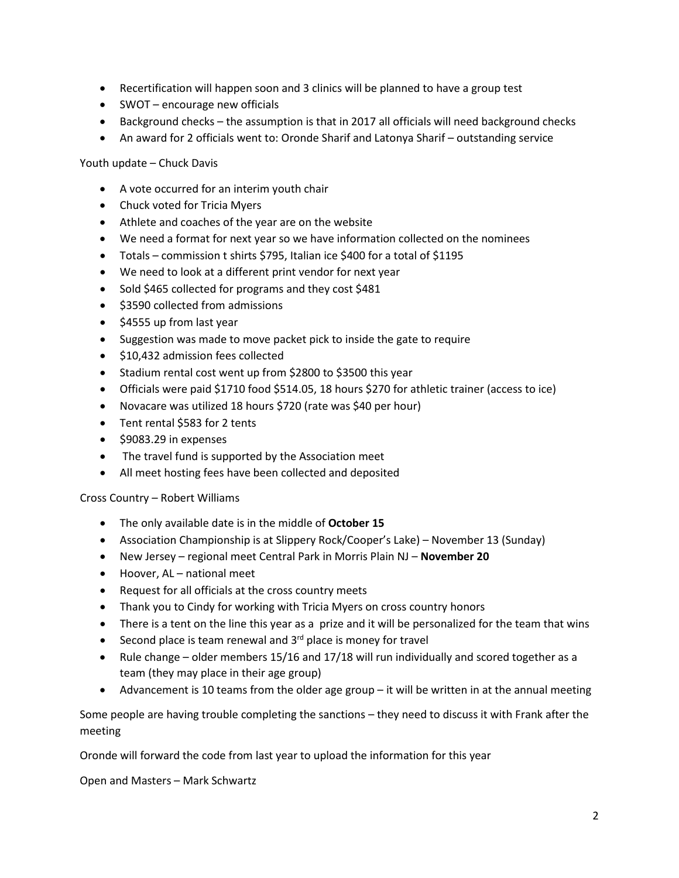- Recertification will happen soon and 3 clinics will be planned to have a group test
- SWOT – encourage new officials
- Background checks – the assumption is that in 2017 all officials will need background checks
- An award for 2 officials went to: Oronde Sharif and Latonya Sharif – outstanding service

Youth update – Chuck Davis

- A vote occurred for an interim youth chair
- Chuck voted for Tricia Myers
- Athlete and coaches of the year are on the website
- We need a format for next year so we have information collected on the nominees
- Totals – commission t shirts $795, Italian ice $400 for a total of $1195
- We need to look at a different print vendor for next year
- Sold $465 collected for programs and they cost $481
- $3590 collected from admissions
- $4555 up from last year
- Suggestion was made to move packet pick to inside the gate to require
- $10,432 admission fees collected
- Stadium rental cost went up from $2800 to $3500 this year
- Officials were paid $1710 food $514.05, 18 hours $270 for athletic trainer (access to ice)
- Novacare was utilized 18 hours $720 (rate was $40 per hour)
- Tent rental $583 for 2 tents
- $9083.29 in expenses
- The travel fund is supported by the Association meet
- All meet hosting fees have been collected and deposited

Cross Country – Robert Williams

- The only available date is in the middle of **October 15**
- Association Championship is at Slippery Rock/Cooper's Lake) – November 13 (Sunday)
- New Jersey – regional meet Central Park in Morris Plain NJ – **November 20**
- Hoover, AL – national meet
- Request for all officials at the cross country meets
- Thank you to Cindy for working with Tricia Myers on cross country honors
- There is a tent on the line this year as a prize and it will be personalized for the team that wins
- Second place is team renewal and 3rd place is money for travel
- Rule change – older members 15/16 and 17/18 will run individually and scored together as a team (they may place in their age group)
- Advancement is 10 teams from the older age group – it will be written in at the annual meeting

Some people are having trouble completing the sanctions – they need to discuss it with Frank after the meeting

Oronde will forward the code from last year to upload the information for this year

Open and Masters – Mark Schwartz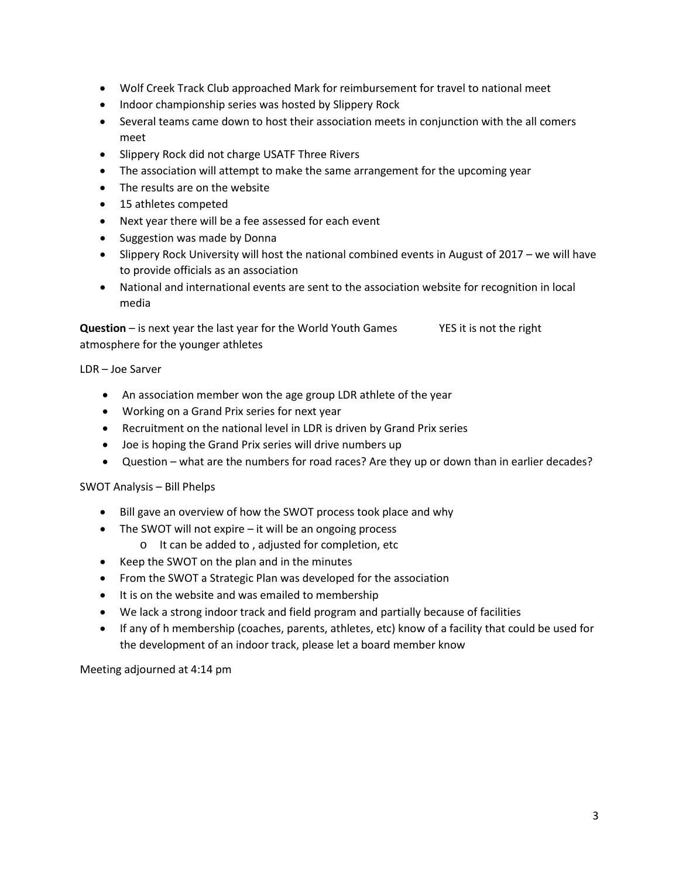- Wolf Creek Track Club approached Mark for reimbursement for travel to national meet
- Indoor championship series was hosted by Slippery Rock
- Several teams came down to host their association meets in conjunction with the all comers meet
- Slippery Rock did not charge USATF Three Rivers
- The association will attempt to make the same arrangement for the upcoming year
- The results are on the website
- 15 athletes competed
- Next year there will be a fee assessed for each event
- Suggestion was made by Donna
- Slippery Rock University will host the national combined events in August of 2017 – we will have to provide officials as an association
- National and international events are sent to the association website for recognition in local media

**Question** – is next year the last year for the World Youth Games YES it is not the right atmosphere for the younger athletes

LDR – Joe Sarver

- An association member won the age group LDR athlete of the year
- Working on a Grand Prix series for next year
- Recruitment on the national level in LDR is driven by Grand Prix series
- Joe is hoping the Grand Prix series will drive numbers up
- Question – what are the numbers for road races? Are they up or down than in earlier decades?

SWOT Analysis – Bill Phelps

- Bill gave an overview of how the SWOT process took place and why
- The SWOT will not expire – it will be an ongoing process
  - It can be added to , adjusted for completion, etc
- Keep the SWOT on the plan and in the minutes
- From the SWOT a Strategic Plan was developed for the association
- It is on the website and was emailed to membership
- We lack a strong indoor track and field program and partially because of facilities
- If any of h membership (coaches, parents, athletes, etc) know of a facility that could be used for the development of an indoor track, please let a board member know

Meeting adjourned at 4:14 pm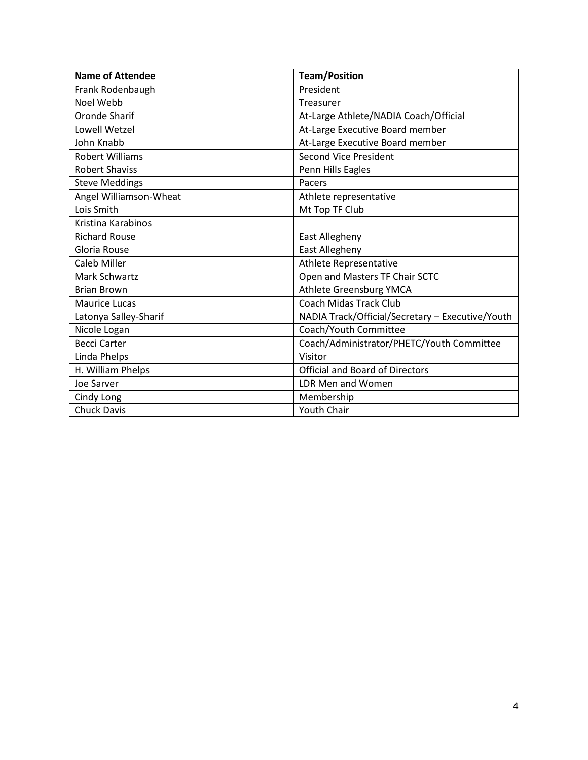| Name of Attendee | Team/Position |
| --- | --- |
| Frank Rodenbaugh | President |
| Noel Webb | Treasurer |
| Oronde Sharif | At-Large Athlete/NADIA Coach/Official |
| Lowell Wetzel | At-Large Executive Board member |
| John Knabb | At-Large Executive Board member |
| Robert Williams | Second Vice President |
| Robert Shaviss | Penn Hills Eagles |
| Steve Meddings | Pacers |
| Angel Williamson-Wheat | Athlete representative |
| Lois Smith | Mt Top TF Club |
| Kristina Karabinos | |
| Richard Rouse | East Allegheny |
| Gloria Rouse | East Allegheny |
| Caleb Miller | Athlete Representative |
| Mark Schwartz | Open and Masters TF Chair SCTC |
| Brian Brown | Athlete Greensburg YMCA |
| Maurice Lucas | Coach Midas Track Club |
| Latonya Salley-Sharif | NADIA Track/Official/Secretary – Executive/Youth |
| Nicole Logan | Coach/Youth Committee |
| Becci Carter | Coach/Administrator/PHETC/Youth Committee |
| Linda Phelps | Visitor |
| H. William Phelps | Official and Board of Directors |
| Joe Sarver | LDR Men and Women |
| Cindy Long | Membership |
| Chuck Davis | Youth Chair |